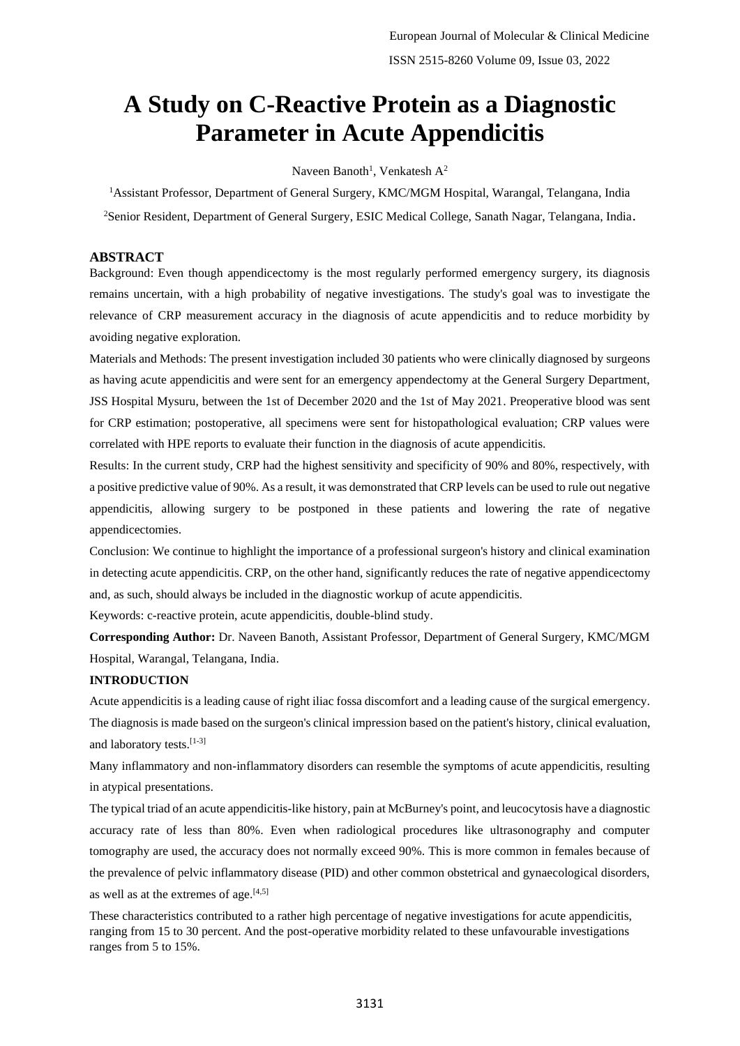# A Study on C-Reactive Protein as a Diagnostic Parameter in Acute Appendicitis

Naveen Banoth[1], Venkatesh A[2]

[1]Assistant Professor, Department of General Surgery, KMC/MGM Hospital, Warangal, Telangana, India

[2]Senior Resident, Department of General Surgery, ESIC Medical College, Sanath Nagar, Telangana, India.

## ABSTRACT

Background: Even though appendicectomy is the most regularly performed emergency surgery, its diagnosis remains uncertain, with a high probability of negative investigations. The study's goal was to investigate the relevance of CRP measurement accuracy in the diagnosis of acute appendicitis and to reduce morbidity by avoiding negative exploration.

Materials and Methods: The present investigation included 30 patients who were clinically diagnosed by surgeons as having acute appendicitis and were sent for an emergency appendectomy at the General Surgery Department, JSS Hospital Mysuru, between the 1st of December 2020 and the 1st of May 2021. Preoperative blood was sent for CRP estimation; postoperative, all specimens were sent for histopathological evaluation; CRP values were correlated with HPE reports to evaluate their function in the diagnosis of acute appendicitis.

Results: In the current study, CRP had the highest sensitivity and specificity of 90% and 80%, respectively, with a positive predictive value of 90%. As a result, it was demonstrated that CRP levels can be used to rule out negative appendicitis, allowing surgery to be postponed in these patients and lowering the rate of negative appendicectomies.

Conclusion: We continue to highlight the importance of a professional surgeon's history and clinical examination in detecting acute appendicitis. CRP, on the other hand, significantly reduces the rate of negative appendicectomy and, as such, should always be included in the diagnostic workup of acute appendicitis.

Keywords: c-reactive protein, acute appendicitis, double-blind study.

**Corresponding Author:** Dr. Naveen Banoth, Assistant Professor, Department of General Surgery, KMC/MGM Hospital, Warangal, Telangana, India.

## INTRODUCTION

Acute appendicitis is a leading cause of right iliac fossa discomfort and a leading cause of the surgical emergency. The diagnosis is made based on the surgeon's clinical impression based on the patient's history, clinical evaluation, and laboratory tests.[1-3]

Many inflammatory and non-inflammatory disorders can resemble the symptoms of acute appendicitis, resulting in atypical presentations.

The typical triad of an acute appendicitis-like history, pain at McBurney's point, and leucocytosis have a diagnostic accuracy rate of less than 80%. Even when radiological procedures like ultrasonography and computer tomography are used, the accuracy does not normally exceed 90%. This is more common in females because of the prevalence of pelvic inflammatory disease (PID) and other common obstetrical and gynaecological disorders, as well as at the extremes of age.[4,5]

These characteristics contributed to a rather high percentage of negative investigations for acute appendicitis, ranging from 15 to 30 percent. And the post-operative morbidity related to these unfavourable investigations ranges from 5 to 15%.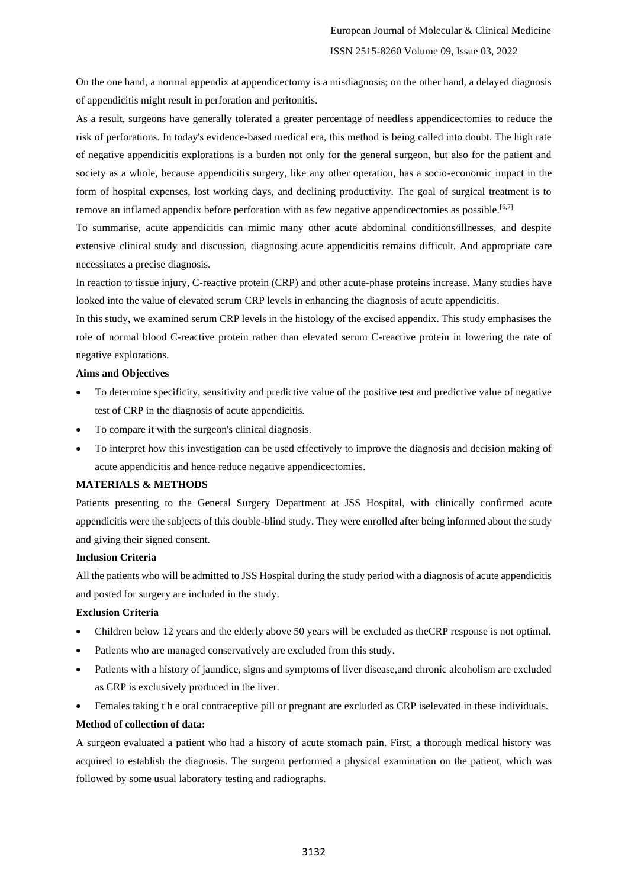On the one hand, a normal appendix at appendicectomy is a misdiagnosis; on the other hand, a delayed diagnosis of appendicitis might result in perforation and peritonitis.

As a result, surgeons have generally tolerated a greater percentage of needless appendicectomies to reduce the risk of perforations. In today's evidence-based medical era, this method is being called into doubt. The high rate of negative appendicitis explorations is a burden not only for the general surgeon, but also for the patient and society as a whole, because appendicitis surgery, like any other operation, has a socio-economic impact in the form of hospital expenses, lost working days, and declining productivity. The goal of surgical treatment is to remove an inflamed appendix before perforation with as few negative appendicectomies as possible.[6,7]

To summarise, acute appendicitis can mimic many other acute abdominal conditions/illnesses, and despite extensive clinical study and discussion, diagnosing acute appendicitis remains difficult. And appropriate care necessitates a precise diagnosis.

In reaction to tissue injury, C-reactive protein (CRP) and other acute-phase proteins increase. Many studies have looked into the value of elevated serum CRP levels in enhancing the diagnosis of acute appendicitis.

In this study, we examined serum CRP levels in the histology of the excised appendix. This study emphasises the role of normal blood C-reactive protein rather than elevated serum C-reactive protein in lowering the rate of negative explorations.

**Aims and Objectives**

- To determine specificity, sensitivity and predictive value of the positive test and predictive value of negative test of CRP in the diagnosis of acute appendicitis.
- To compare it with the surgeon's clinical diagnosis.
- To interpret how this investigation can be used effectively to improve the diagnosis and decision making of acute appendicitis and hence reduce negative appendicectomies.

## MATERIALS & METHODS

Patients presenting to the General Surgery Department at JSS Hospital, with clinically confirmed acute appendicitis were the subjects of this double-blind study. They were enrolled after being informed about the study and giving their signed consent.

**Inclusion Criteria**

All the patients who will be admitted to JSS Hospital during the study period with a diagnosis of acute appendicitis and posted for surgery are included in the study.

**Exclusion Criteria**

- Children below 12 years and the elderly above 50 years will be excluded as theCRP response is not optimal.
- Patients who are managed conservatively are excluded from this study.
- Patients with a history of jaundice, signs and symptoms of liver disease,and chronic alcoholism are excluded as CRP is exclusively produced in the liver.
- Females taking t h e oral contraceptive pill or pregnant are excluded as CRP iselevated in these individuals.

**Method of collection of data:**

A surgeon evaluated a patient who had a history of acute stomach pain. First, a thorough medical history was acquired to establish the diagnosis. The surgeon performed a physical examination on the patient, which was followed by some usual laboratory testing and radiographs.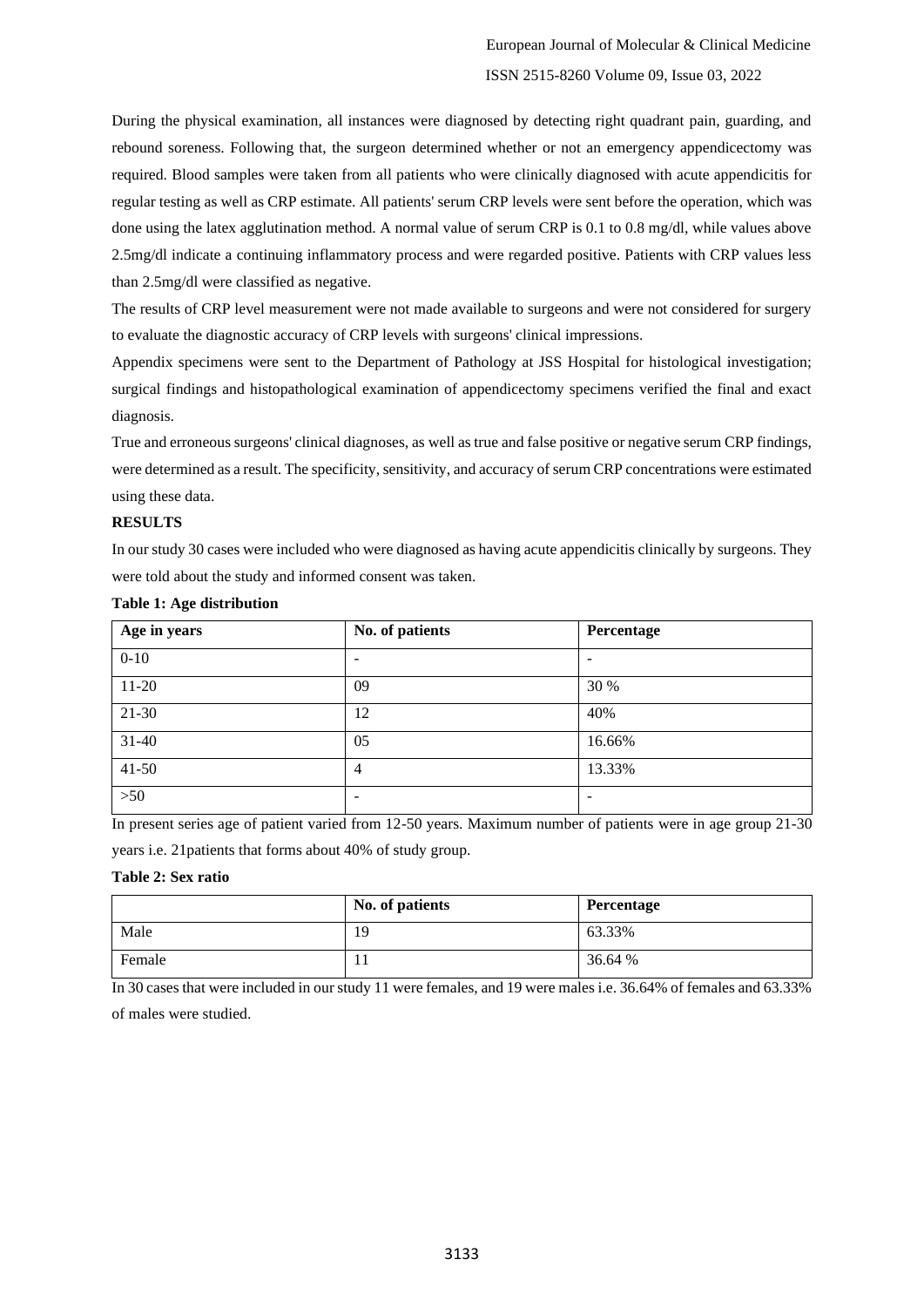During the physical examination, all instances were diagnosed by detecting right quadrant pain, guarding, and rebound soreness. Following that, the surgeon determined whether or not an emergency appendicectomy was required. Blood samples were taken from all patients who were clinically diagnosed with acute appendicitis for regular testing as well as CRP estimate. All patients' serum CRP levels were sent before the operation, which was done using the latex agglutination method. A normal value of serum CRP is 0.1 to 0.8 mg/dl, while values above 2.5mg/dl indicate a continuing inflammatory process and were regarded positive. Patients with CRP values less than 2.5mg/dl were classified as negative.

The results of CRP level measurement were not made available to surgeons and were not considered for surgery to evaluate the diagnostic accuracy of CRP levels with surgeons' clinical impressions.

Appendix specimens were sent to the Department of Pathology at JSS Hospital for histological investigation; surgical findings and histopathological examination of appendicectomy specimens verified the final and exact diagnosis.

True and erroneous surgeons' clinical diagnoses, as well as true and false positive or negative serum CRP findings, were determined as a result. The specificity, sensitivity, and accuracy of serum CRP concentrations were estimated using these data.

**RESULTS**

In our study 30 cases were included who were diagnosed as having acute appendicitis clinically by surgeons. They were told about the study and informed consent was taken.

**Table 1: Age distribution**

| Age in years | No. of patients | Percentage |
|---|---|---|
| 0-10 | - | - |
| 11-20 | 09 | 30 % |
| 21-30 | 12 | 40% |
| 31-40 | 05 | 16.66% |
| 41-50 | 4 | 13.33% |
| >50 | - | - |

In present series age of patient varied from 12-50 years. Maximum number of patients were in age group 21-30 years i.e. 21patients that forms about 40% of study group.

**Table 2: Sex ratio**

| | No. of patients | Percentage |
|---|---|---|
| Male | 19 | 63.33% |
| Female | 11 | 36.64 % |

In 30 cases that were included in our study 11 were females, and 19 were males i.e. 36.64% of females and 63.33% of males were studied.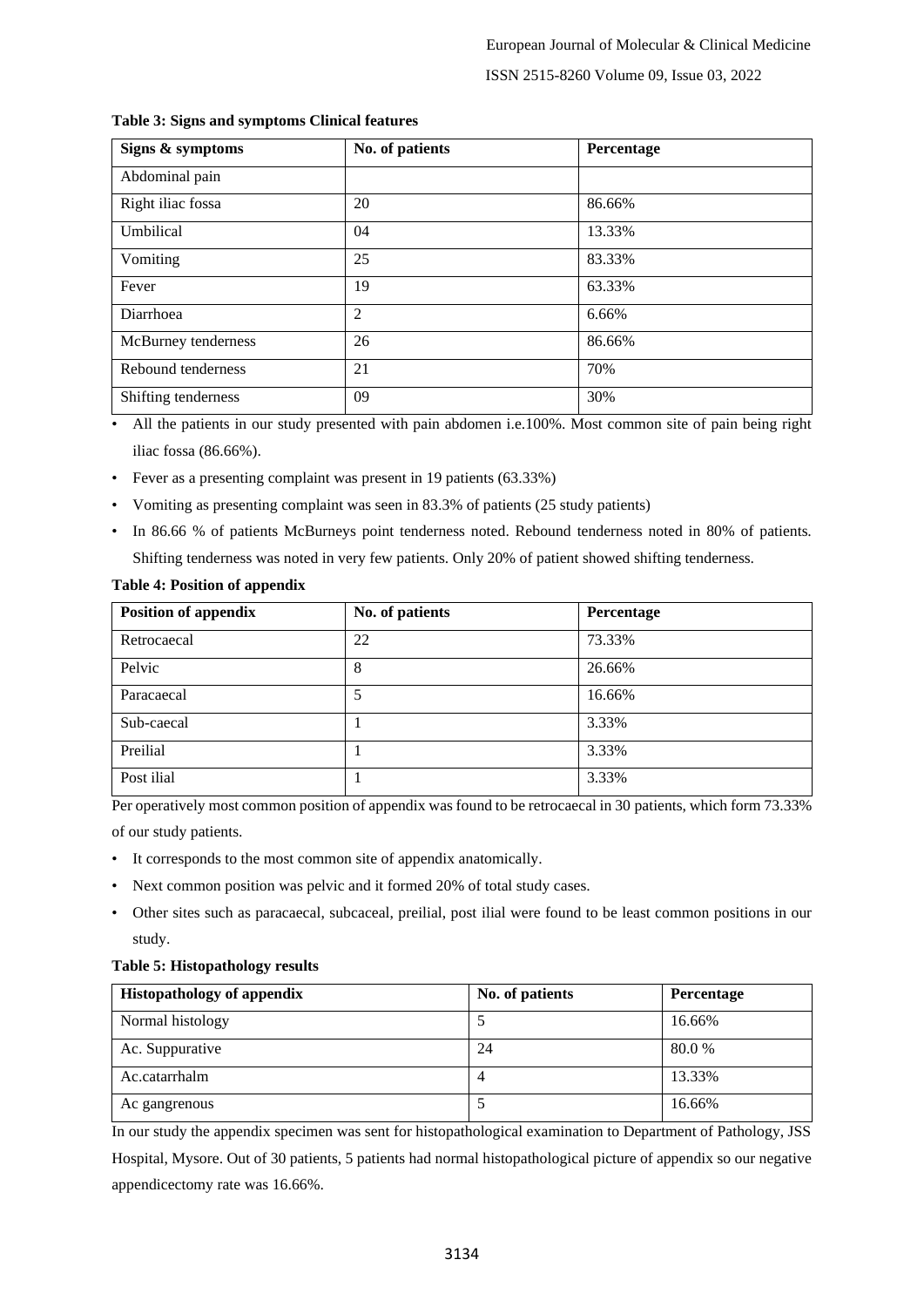**Table 3: Signs and symptoms Clinical features**

| Signs & symptoms | No. of patients | Percentage |
|---|---|---|
| Abdominal pain | | |
| Right iliac fossa | 20 | 86.66% |
| Umbilical | 04 | 13.33% |
| Vomiting | 25 | 83.33% |
| Fever | 19 | 63.33% |
| Diarrhoea | 2 | 6.66% |
| McBurney tenderness | 26 | 86.66% |
| Rebound tenderness | 21 | 70% |
| Shifting tenderness | 09 | 30% |

- All the patients in our study presented with pain abdomen i.e.100%. Most common site of pain being right iliac fossa (86.66%).
- Fever as a presenting complaint was present in 19 patients (63.33%)
- Vomiting as presenting complaint was seen in 83.3% of patients (25 study patients)
- In 86.66 % of patients McBurneys point tenderness noted. Rebound tenderness noted in 80% of patients. Shifting tenderness was noted in very few patients. Only 20% of patient showed shifting tenderness.

**Table 4: Position of appendix**

| Position of appendix | No. of patients | Percentage |
|---|---|---|
| Retrocaecal | 22 | 73.33% |
| Pelvic | 8 | 26.66% |
| Paracaecal | 5 | 16.66% |
| Sub-caecal | 1 | 3.33% |
| Preilial | 1 | 3.33% |
| Post ilial | 1 | 3.33% |

Per operatively most common position of appendix was found to be retrocaecal in 30 patients, which form 73.33% of our study patients.

- It corresponds to the most common site of appendix anatomically.
- Next common position was pelvic and it formed 20% of total study cases.
- Other sites such as paracaecal, subcaceal, preilial, post ilial were found to be least common positions in our study.

**Table 5: Histopathology results**

| Histopathology of appendix | No. of patients | Percentage |
|---|---|---|
| Normal histology | 5 | 16.66% |
| Ac. Suppurative | 24 | 80.0 % |
| Ac.catarrhalm | 4 | 13.33% |
| Ac gangrenous | 5 | 16.66% |

In our study the appendix specimen was sent for histopathological examination to Department of Pathology, JSS Hospital, Mysore. Out of 30 patients, 5 patients had normal histopathological picture of appendix so our negative appendicectomy rate was 16.66%.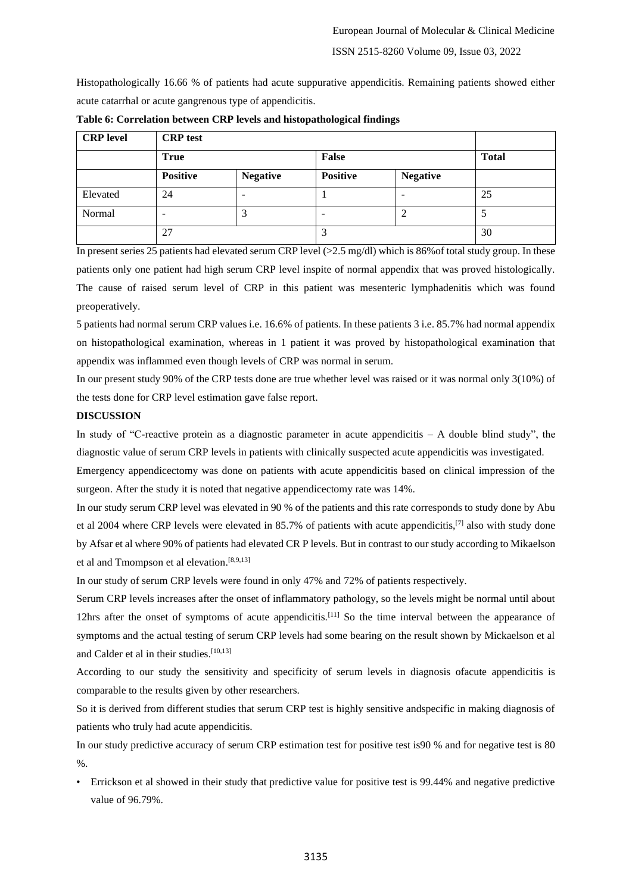Histopathologically 16.66 % of patients had acute suppurative appendicitis. Remaining patients showed either acute catarrhal or acute gangrenous type of appendicitis.

**Table 6: Correlation between CRP levels and histopathological findings**

| CRP level | CRP test | | | | |
|---|---|---|---|---|---|
| | True | | False | | Total |
| | Positive | Negative | Positive | Negative | |
| Elevated | 24 | - | 1 | - | 25 |
| Normal | - | 3 | - | 2 | 5 |
| | 27 | | 3 | | 30 |

In present series 25 patients had elevated serum CRP level (>2.5 mg/dl) which is 86%of total study group. In these patients only one patient had high serum CRP level inspite of normal appendix that was proved histologically. The cause of raised serum level of CRP in this patient was mesenteric lymphadenitis which was found preoperatively.

5 patients had normal serum CRP values i.e. 16.6% of patients. In these patients 3 i.e. 85.7% had normal appendix on histopathological examination, whereas in 1 patient it was proved by histopathological examination that appendix was inflammed even though levels of CRP was normal in serum.

In our present study 90% of the CRP tests done are true whether level was raised or it was normal only 3(10%) of the tests done for CRP level estimation gave false report.

**DISCUSSION**

In study of "C-reactive protein as a diagnostic parameter in acute appendicitis – A double blind study", the diagnostic value of serum CRP levels in patients with clinically suspected acute appendicitis was investigated.

Emergency appendicectomy was done on patients with acute appendicitis based on clinical impression of the surgeon. After the study it is noted that negative appendicectomy rate was 14%.

In our study serum CRP level was elevated in 90 % of the patients and this rate corresponds to study done by Abu et al 2004 where CRP levels were elevated in 85.7% of patients with acute appendicitis,[7] also with study done by Afsar et al where 90% of patients had elevated CR P levels. But in contrast to our study according to Mikaelson et al and Tmompson et al elevation.[8,9,13]

In our study of serum CRP levels were found in only 47% and 72% of patients respectively.

Serum CRP levels increases after the onset of inflammatory pathology, so the levels might be normal until about 12hrs after the onset of symptoms of acute appendicitis.[11] So the time interval between the appearance of symptoms and the actual testing of serum CRP levels had some bearing on the result shown by Mickaelson et al and Calder et al in their studies.[10,13]

According to our study the sensitivity and specificity of serum levels in diagnosis ofacute appendicitis is comparable to the results given by other researchers.

So it is derived from different studies that serum CRP test is highly sensitive andspecific in making diagnosis of patients who truly had acute appendicitis.

In our study predictive accuracy of serum CRP estimation test for positive test is90 % and for negative test is 80 %.

- Errickson et al showed in their study that predictive value for positive test is 99.44% and negative predictive value of 96.79%.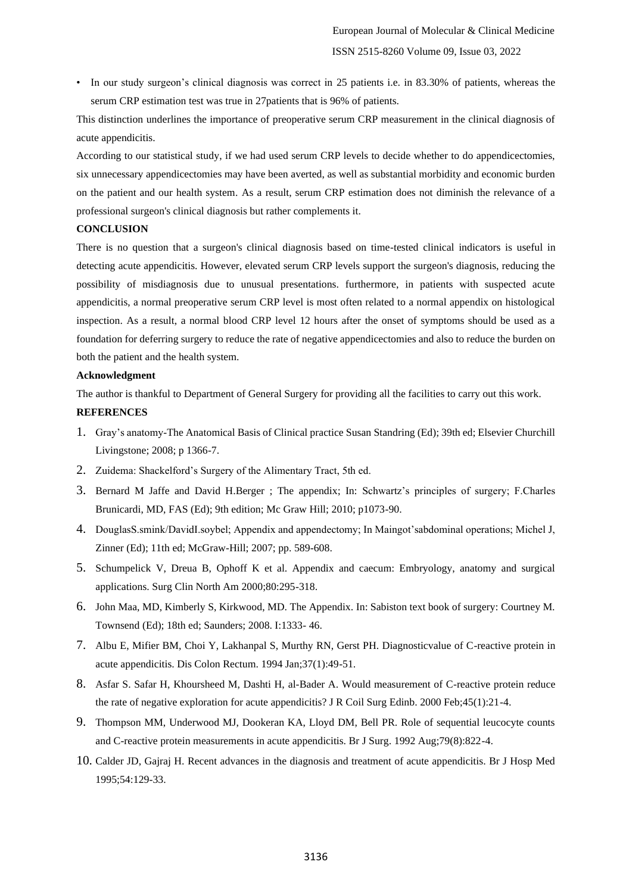- In our study surgeon's clinical diagnosis was correct in 25 patients i.e. in 83.30% of patients, whereas the serum CRP estimation test was true in 27patients that is 96% of patients.

This distinction underlines the importance of preoperative serum CRP measurement in the clinical diagnosis of acute appendicitis.

According to our statistical study, if we had used serum CRP levels to decide whether to do appendicectomies, six unnecessary appendicectomies may have been averted, as well as substantial morbidity and economic burden on the patient and our health system. As a result, serum CRP estimation does not diminish the relevance of a professional surgeon's clinical diagnosis but rather complements it.

**CONCLUSION**

There is no question that a surgeon's clinical diagnosis based on time-tested clinical indicators is useful in detecting acute appendicitis. However, elevated serum CRP levels support the surgeon's diagnosis, reducing the possibility of misdiagnosis due to unusual presentations. furthermore, in patients with suspected acute appendicitis, a normal preoperative serum CRP level is most often related to a normal appendix on histological inspection. As a result, a normal blood CRP level 12 hours after the onset of symptoms should be used as a foundation for deferring surgery to reduce the rate of negative appendicectomies and also to reduce the burden on both the patient and the health system.

**Acknowledgment**

The author is thankful to Department of General Surgery for providing all the facilities to carry out this work.

**REFERENCES**

1. Gray's anatomy-The Anatomical Basis of Clinical practice Susan Standring (Ed); 39th ed; Elsevier Churchill Livingstone; 2008; p 1366-7.
2. Zuidema: Shackelford's Surgery of the Alimentary Tract, 5th ed.
3. Bernard M Jaffe and David H.Berger ; The appendix; In: Schwartz's principles of surgery; F.Charles Brunicardi, MD, FAS (Ed); 9th edition; Mc Graw Hill; 2010; p1073-90.
4. DouglasS.smink/DavidI.soybel; Appendix and appendectomy; In Maingot'sabdominal operations; Michel J, Zinner (Ed); 11th ed; McGraw-Hill; 2007; pp. 589-608.
5. Schumpelick V, Dreua B, Ophoff K et al. Appendix and caecum: Embryology, anatomy and surgical applications. Surg Clin North Am 2000;80:295-318.
6. John Maa, MD, Kimberly S, Kirkwood, MD. The Appendix. In: Sabiston text book of surgery: Courtney M. Townsend (Ed); 18th ed; Saunders; 2008. I:1333- 46.
7. Albu E, Mifier BM, Choi Y, Lakhanpal S, Murthy RN, Gerst PH. Diagnosticvalue of C-reactive protein in acute appendicitis. Dis Colon Rectum. 1994 Jan;37(1):49-51.
8. Asfar S. Safar H, Khoursheed M, Dashti H, al-Bader A. Would measurement of C-reactive protein reduce the rate of negative exploration for acute appendicitis? J R Coil Surg Edinb. 2000 Feb;45(1):21-4.
9. Thompson MM, Underwood MJ, Dookeran KA, Lloyd DM, Bell PR. Role of sequential leucocyte counts and C-reactive protein measurements in acute appendicitis. Br J Surg. 1992 Aug;79(8):822-4.
10. Calder JD, Gajraj H. Recent advances in the diagnosis and treatment of acute appendicitis. Br J Hosp Med 1995;54:129-33.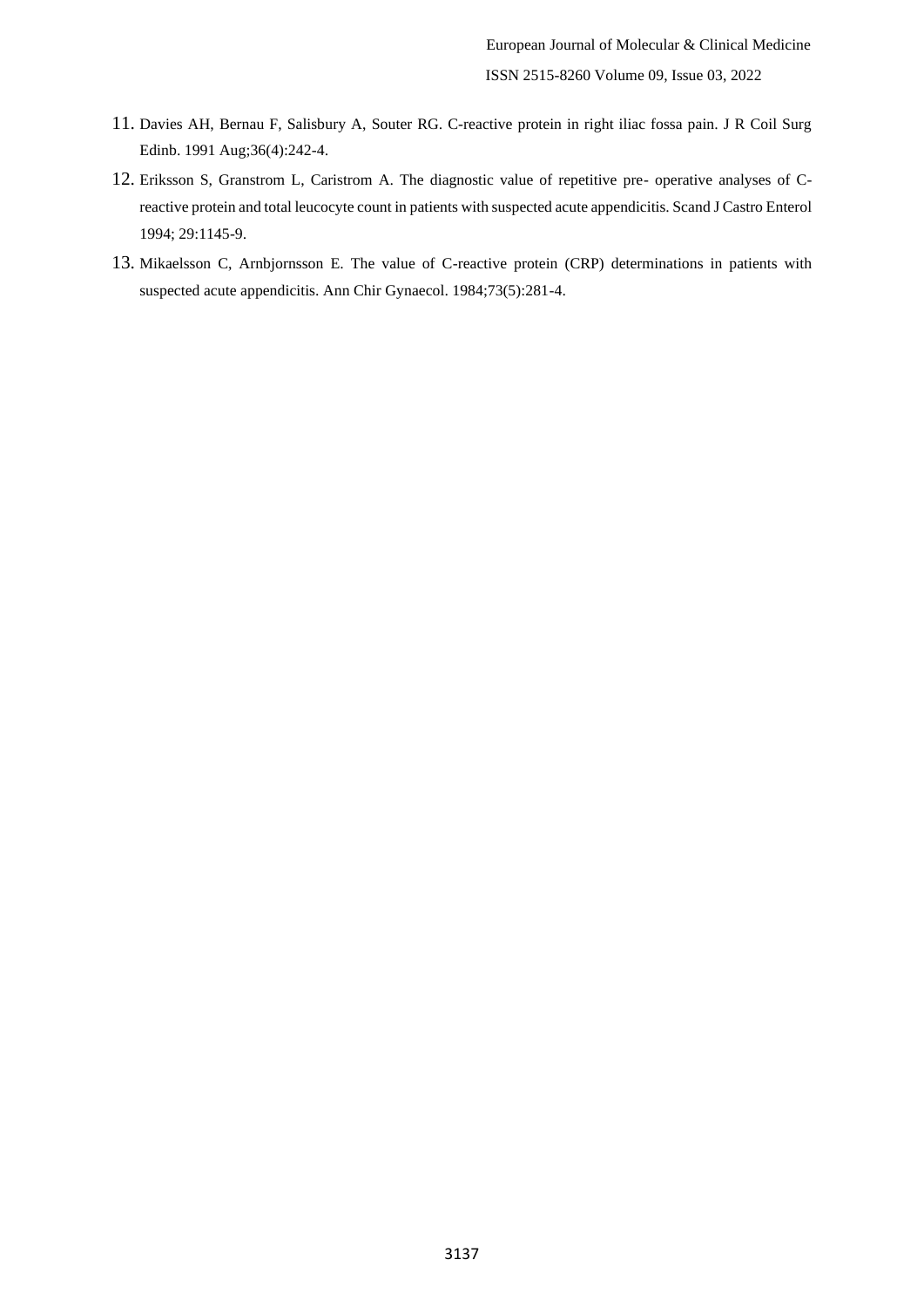11. Davies AH, Bernau F, Salisbury A, Souter RG. C-reactive protein in right iliac fossa pain. J R Coil Surg Edinb. 1991 Aug;36(4):242-4.
12. Eriksson S, Granstrom L, Caristrom A. The diagnostic value of repetitive pre- operative analyses of C-reactive protein and total leucocyte count in patients with suspected acute appendicitis. Scand J Castro Enterol 1994; 29:1145-9.
13. Mikaelsson C, Arnbjornsson E. The value of C-reactive protein (CRP) determinations in patients with suspected acute appendicitis. Ann Chir Gynaecol. 1984;73(5):281-4.